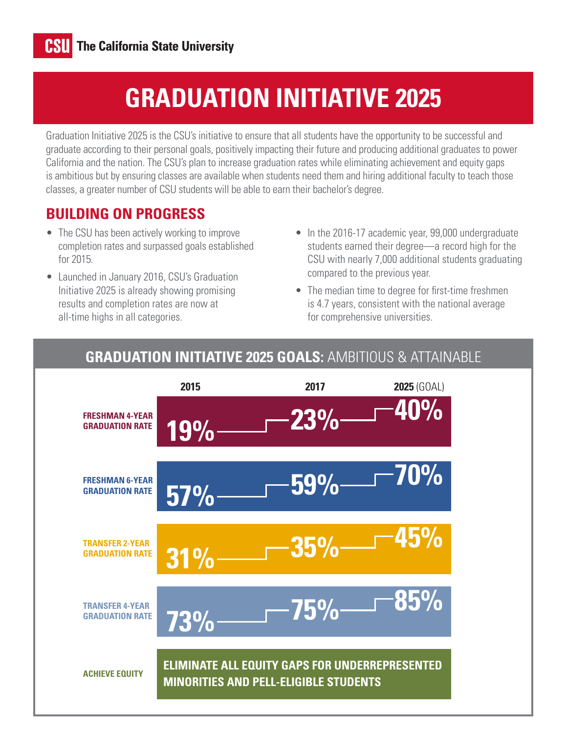**CSU** The California State University

# GRADUATION INITIATIVE 2025

Graduation Initiative 2025 is the CSU's initiative to ensure that all students have the opportunity to be successful and graduate according to their personal goals, positively impacting their future and producing additional graduates to power California and the nation. The CSU's plan to increase graduation rates while eliminating achievement and equity gaps is ambitious but by ensuring classes are available when students need them and hiring additional faculty to teach those classes, a greater number of CSU students will be able to earn their bachelor's degree.

## BUILDING ON PROGRESS

- The CSU has been actively working to improve completion rates and surpassed goals established for 2015.
- Launched in January 2016, CSU's Graduation Initiative 2025 is already showing promising results and completion rates are now at all-time highs in all categories.
- In the 2016-17 academic year, 99,000 undergraduate students earned their degree—a record high for the CSU with nearly 7,000 additional students graduating compared to the previous year.
- The median time to degree for first-time freshmen is 4.7 years, consistent with the national average for comprehensive universities.

## GRADUATION INITIATIVE 2025 GOALS: AMBITIOUS & ATTAINABLE

| | 2015 | 2017 | 2025 (GOAL) |
|---|---|---|---|
| FRESHMAN 4-YEAR GRADUATION RATE | 19% | 23% | 40% |
| FRESHMAN 6-YEAR GRADUATION RATE | 57% | 59% | 70% |
| TRANSFER 2-YEAR GRADUATION RATE | 31% | 35% | 45% |
| TRANSFER 4-YEAR GRADUATION RATE | 73% | 75% | 85% |

**ACHIEVE EQUITY:** ELIMINATE ALL EQUITY GAPS FOR UNDERREPRESENTED MINORITIES AND PELL-ELIGIBLE STUDENTS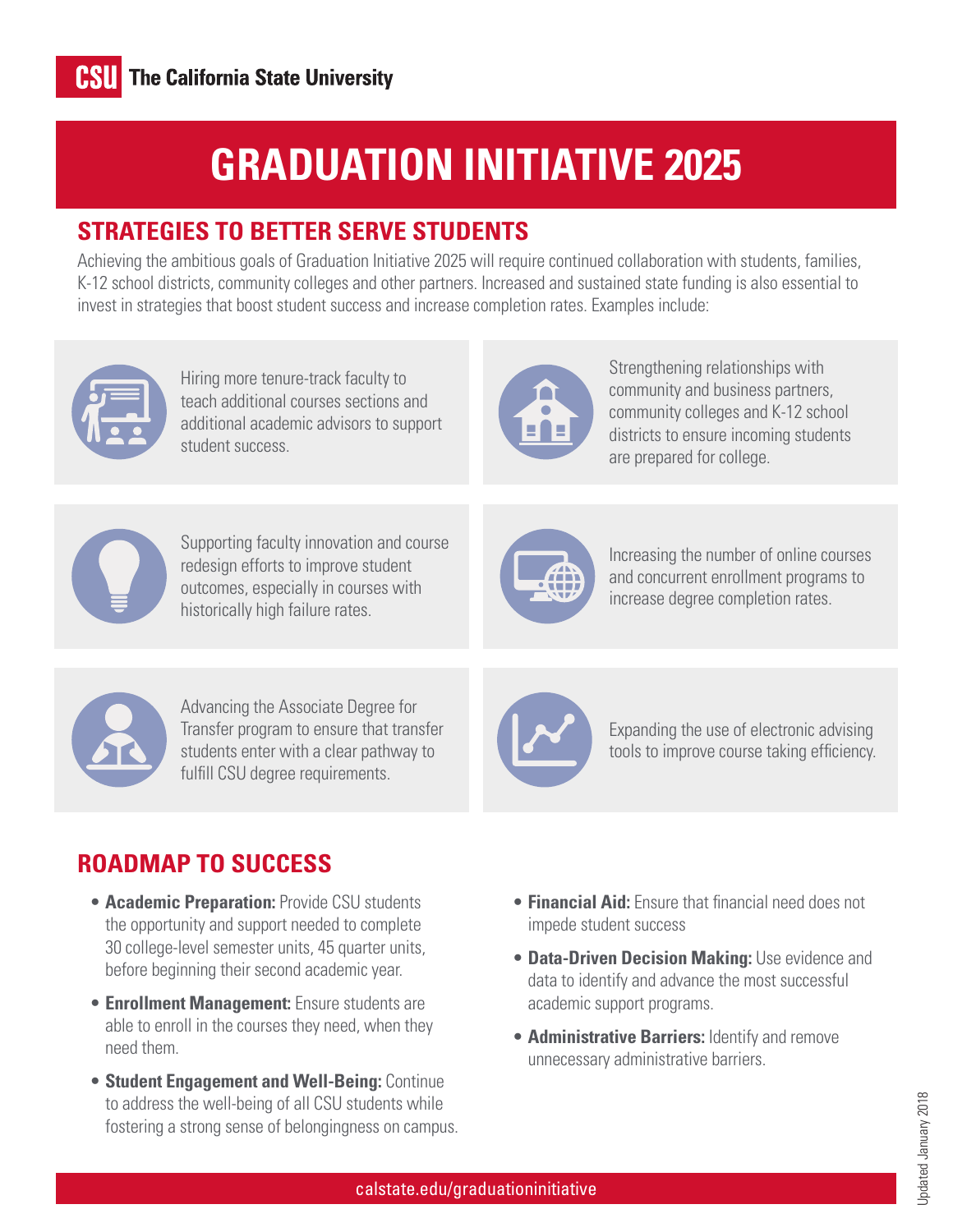**CSU** The California State University

# GRADUATION INITIATIVE 2025

## STRATEGIES TO BETTER SERVE STUDENTS

Achieving the ambitious goals of Graduation Initiative 2025 will require continued collaboration with students, families, K-12 school districts, community colleges and other partners. Increased and sustained state funding is also essential to invest in strategies that boost student success and increase completion rates. Examples include:

- Hiring more tenure-track faculty to teach additional courses sections and additional academic advisors to support student success.
- Strengthening relationships with community and business partners, community colleges and K-12 school districts to ensure incoming students are prepared for college.
- Supporting faculty innovation and course redesign efforts to improve student outcomes, especially in courses with historically high failure rates.
- Increasing the number of online courses and concurrent enrollment programs to increase degree completion rates.
- Advancing the Associate Degree for Transfer program to ensure that transfer students enter with a clear pathway to fulfill CSU degree requirements.
- Expanding the use of electronic advising tools to improve course taking efficiency.

## ROADMAP TO SUCCESS

- **Academic Preparation:** Provide CSU students the opportunity and support needed to complete 30 college-level semester units, 45 quarter units, before beginning their second academic year.
- **Enrollment Management:** Ensure students are able to enroll in the courses they need, when they need them.
- **Student Engagement and Well-Being:** Continue to address the well-being of all CSU students while fostering a strong sense of belongingness on campus.
- **Financial Aid:** Ensure that financial need does not impede student success
- **Data-Driven Decision Making:** Use evidence and data to identify and advance the most successful academic support programs.
- **Administrative Barriers:** Identify and remove unnecessary administrative barriers.

calstate.edu/graduationinitiative

Updated January 2018